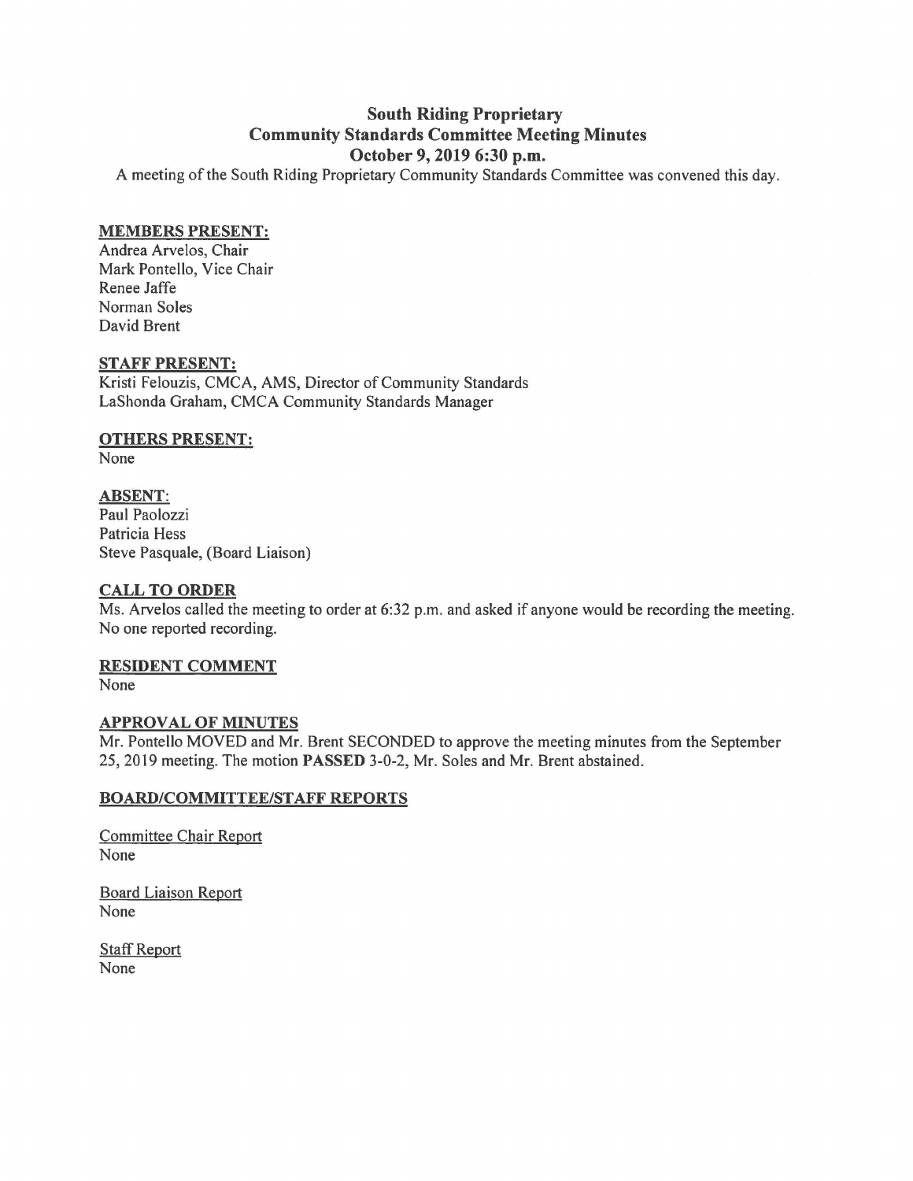# South Riding Proprietary
## Community Standards Committee Meeting Minutes
### October 9, 2019 6:30 p.m.

A meeting of the South Riding Proprietary Community Standards Committee was convened this day.

**MEMBERS PRESENT:**

Andrea Arvelos, Chair
Mark Pontello, Vice Chair
Renee Jaffe
Norman Soles
David Brent

**STAFF PRESENT:**

Kristi Felouzis, CMCA, AMS, Director of Community Standards
LaShonda Graham, CMCA Community Standards Manager

**OTHERS PRESENT:**

None

**ABSENT:**

Paul Paolozzi
Patricia Hess
Steve Pasquale, (Board Liaison)

**CALL TO ORDER**

Ms. Arvelos called the meeting to order at 6:32 p.m. and asked if anyone would be recording the meeting. No one reported recording.

**RESIDENT COMMENT**

None

**APPROVAL OF MINUTES**

Mr. Pontello MOVED and Mr. Brent SECONDED to approve the meeting minutes from the September 25, 2019 meeting. The motion **PASSED** 3-0-2, Mr. Soles and Mr. Brent abstained.

**BOARD/COMMITTEE/STAFF REPORTS**

Committee Chair Report
None

Board Liaison Report
None

Staff Report
None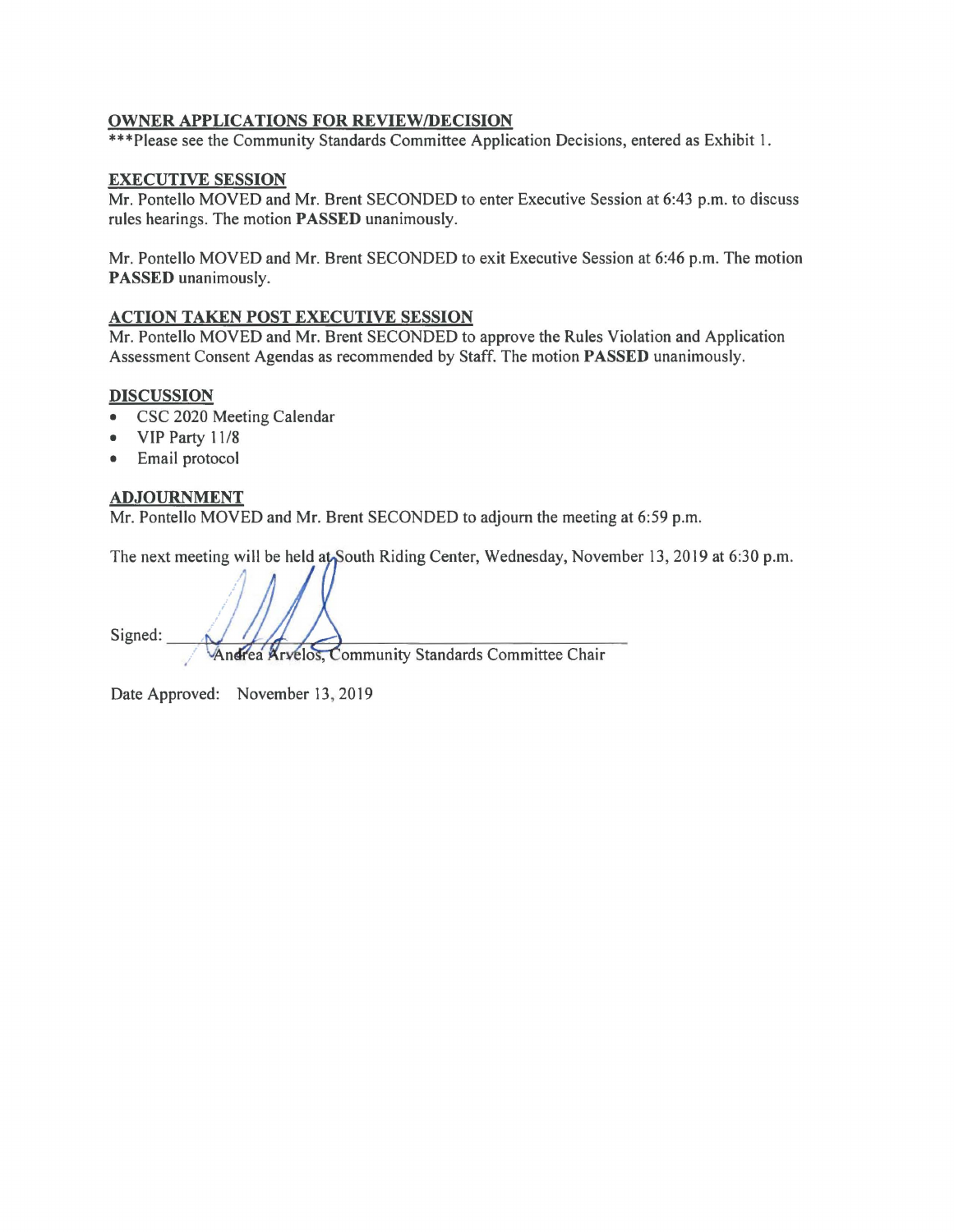## OWNER APPLICATIONS FOR REVIEW/DECISION

***Please see the Community Standards Committee Application Decisions, entered as Exhibit 1.

## EXECUTIVE SESSION

Mr. Pontello MOVED and Mr. Brent SECONDED to enter Executive Session at 6:43 p.m. to discuss rules hearings. The motion **PASSED** unanimously.

Mr. Pontello MOVED and Mr. Brent SECONDED to exit Executive Session at 6:46 p.m. The motion **PASSED** unanimously.

## ACTION TAKEN POST EXECUTIVE SESSION

Mr. Pontello MOVED and Mr. Brent SECONDED to approve the Rules Violation and Application Assessment Consent Agendas as recommended by Staff. The motion **PASSED** unanimously.

## DISCUSSION

- CSC 2020 Meeting Calendar
- VIP Party 11/8
- Email protocol

## ADJOURNMENT

Mr. Pontello MOVED and Mr. Brent SECONDED to adjourn the meeting at 6:59 p.m.

The next meeting will be held at South Riding Center, Wednesday, November 13, 2019 at 6:30 p.m.

Signed: ______________________________
Andrea Arvelos, Community Standards Committee Chair

Date Approved: November 13, 2019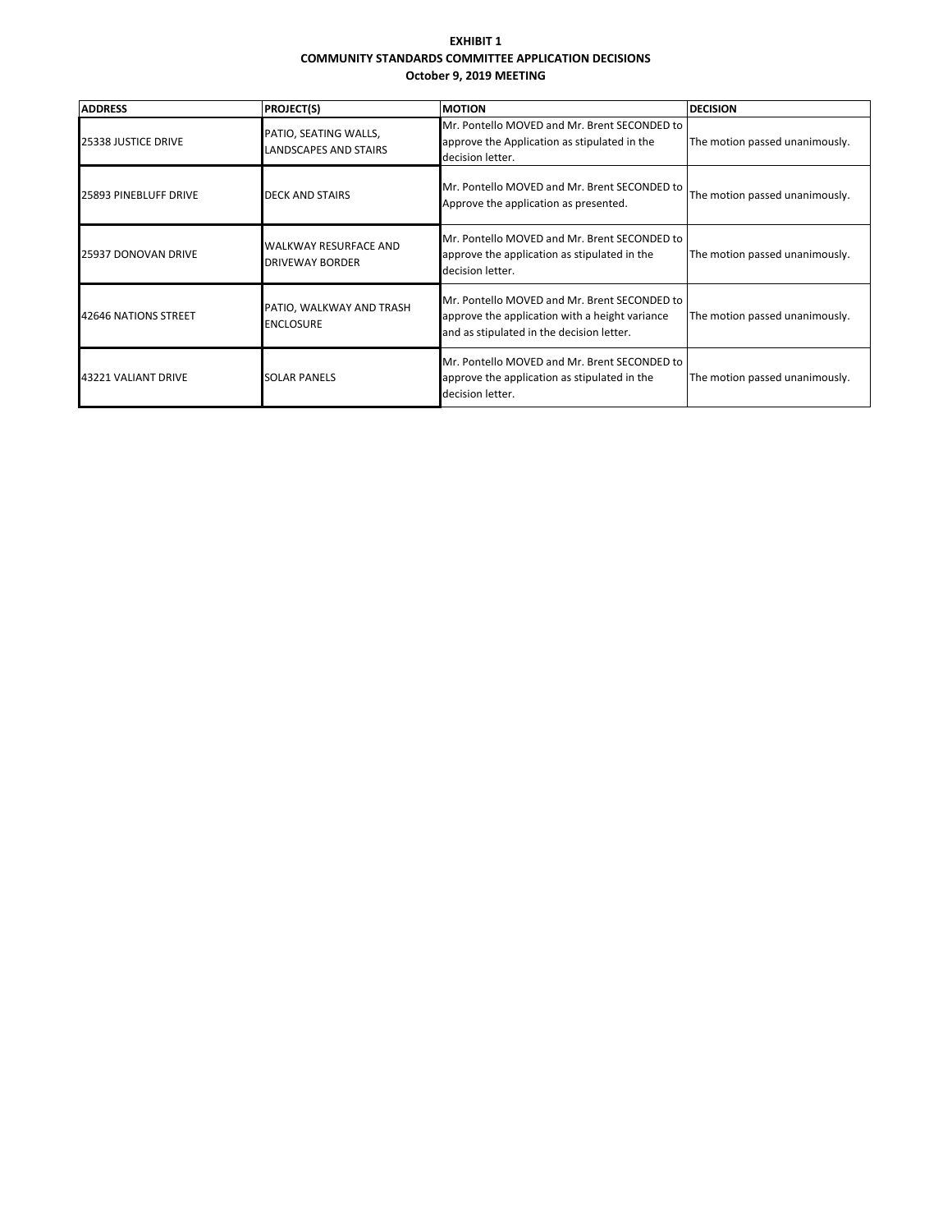**EXHIBIT 1**
**COMMUNITY STANDARDS COMMITTEE APPLICATION DECISIONS**
**October 9, 2019 MEETING**

| ADDRESS | PROJECT(S) | MOTION | DECISION |
|---|---|---|---|
| 25338 JUSTICE DRIVE | PATIO, SEATING WALLS, LANDSCAPES AND STAIRS | Mr. Pontello MOVED and Mr. Brent SECONDED to approve the Application as stipulated in the decision letter. | The motion passed unanimously. |
| 25893 PINEBLUFF DRIVE | DECK AND STAIRS | Mr. Pontello MOVED and Mr. Brent SECONDED to Approve the application as presented. | The motion passed unanimously. |
| 25937 DONOVAN DRIVE | WALKWAY RESURFACE AND DRIVEWAY BORDER | Mr. Pontello MOVED and Mr. Brent SECONDED to approve the application as stipulated in the decision letter. | The motion passed unanimously. |
| 42646 NATIONS STREET | PATIO, WALKWAY AND TRASH ENCLOSURE | Mr. Pontello MOVED and Mr. Brent SECONDED to approve the application with a height variance and as stipulated in the decision letter. | The motion passed unanimously. |
| 43221 VALIANT DRIVE | SOLAR PANELS | Mr. Pontello MOVED and Mr. Brent SECONDED to approve the application as stipulated in the decision letter. | The motion passed unanimously. |